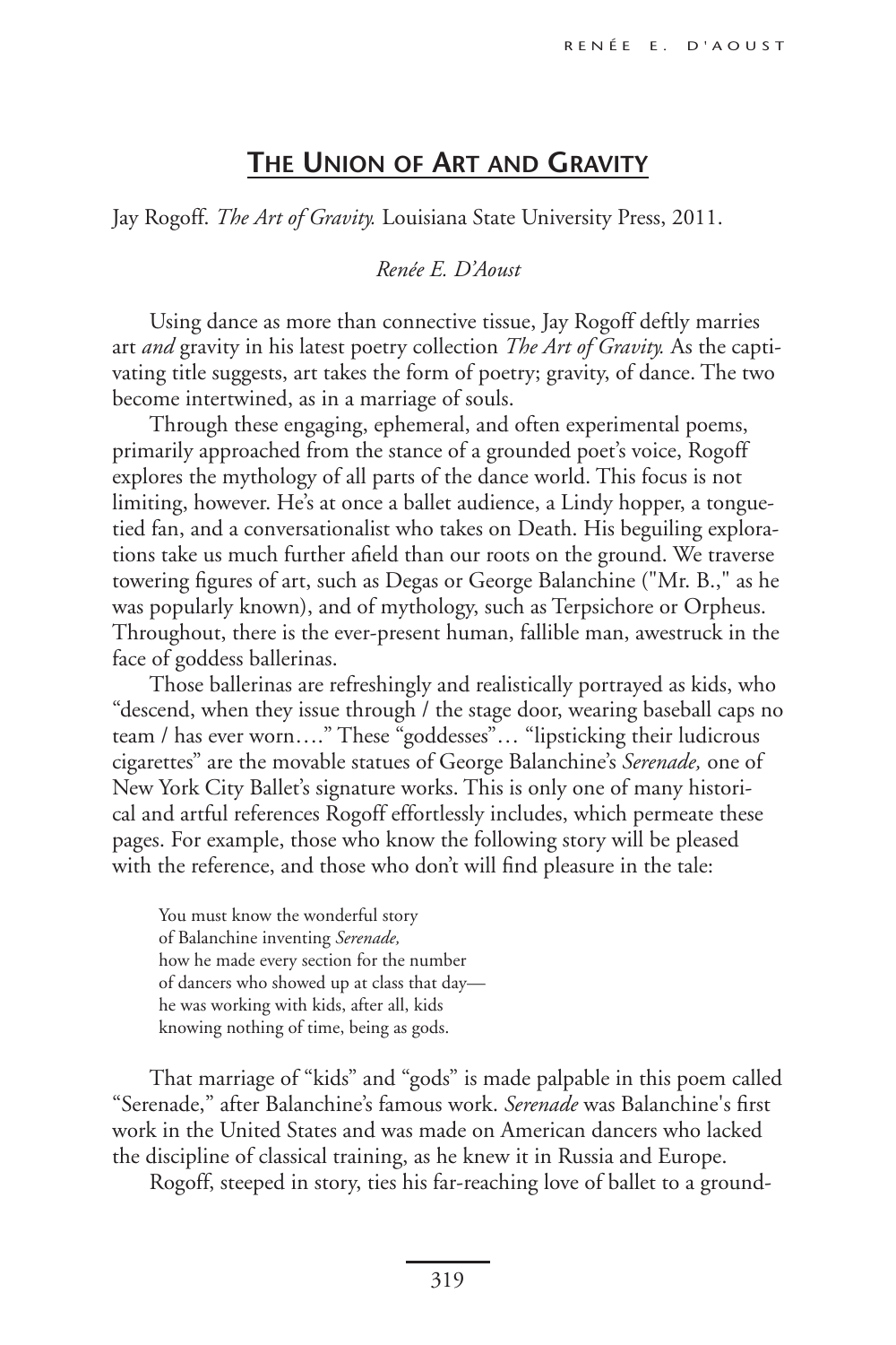# THE UNION OF ART AND GRAVITY

Jay Rogoff. *The Art of Gravity.* Louisiana State University Press, 2011.

*Renée E. D'Aoust*

Using dance as more than connective tissue, Jay Rogoff deftly marries art *and* gravity in his latest poetry collection *The Art of Gravity.* As the captivating title suggests, art takes the form of poetry; gravity, of dance. The two become intertwined, as in a marriage of souls.

Through these engaging, ephemeral, and often experimental poems, primarily approached from the stance of a grounded poet's voice, Rogoff explores the mythology of all parts of the dance world. This focus is not limiting, however. He's at once a ballet audience, a Lindy hopper, a tongue-tied fan, and a conversationalist who takes on Death. His beguiling explorations take us much further afield than our roots on the ground. We traverse towering figures of art, such as Degas or George Balanchine ("Mr. B.," as he was popularly known), and of mythology, such as Terpsichore or Orpheus. Throughout, there is the ever-present human, fallible man, awestruck in the face of goddess ballerinas.

Those ballerinas are refreshingly and realistically portrayed as kids, who "descend, when they issue through / the stage door, wearing baseball caps no team / has ever worn…." These "goddesses"… "lipsticking their ludicrous cigarettes" are the movable statues of George Balanchine's *Serenade,* one of New York City Ballet's signature works. This is only one of many historical and artful references Rogoff effortlessly includes, which permeate these pages. For example, those who know the following story will be pleased with the reference, and those who don't will find pleasure in the tale:

> You must know the wonderful story
> of Balanchine inventing *Serenade,*
> how he made every section for the number
> of dancers who showed up at class that day—
> he was working with kids, after all, kids
> knowing nothing of time, being as gods.

That marriage of "kids" and "gods" is made palpable in this poem called "Serenade," after Balanchine's famous work. *Serenade* was Balanchine's first work in the United States and was made on American dancers who lacked the discipline of classical training, as he knew it in Russia and Europe.

Rogoff, steeped in story, ties his far-reaching love of ballet to a ground-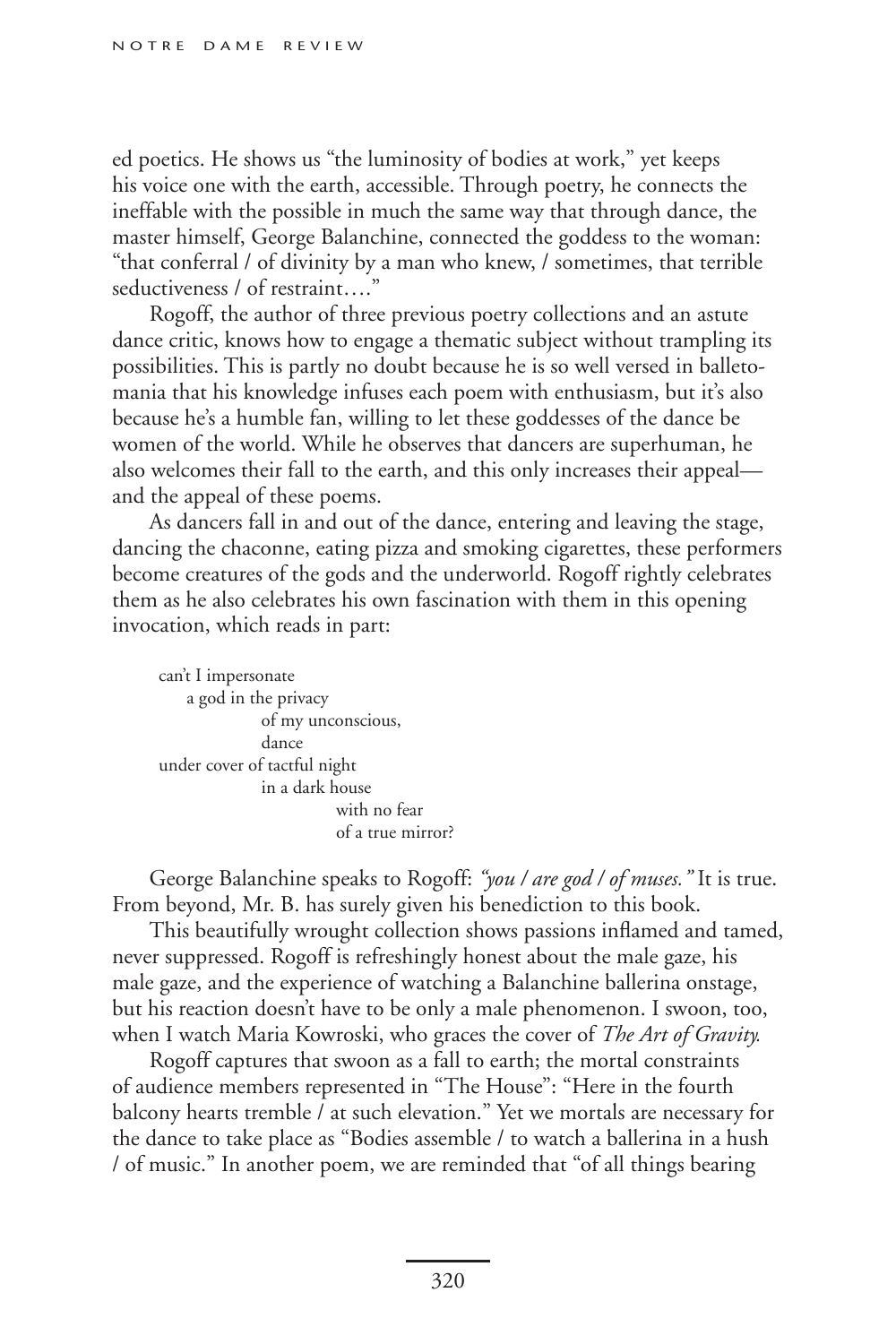ed poetics. He shows us "the luminosity of bodies at work," yet keeps his voice one with the earth, accessible. Through poetry, he connects the ineffable with the possible in much the same way that through dance, the master himself, George Balanchine, connected the goddess to the woman: "that conferral / of divinity by a man who knew, / sometimes, that terrible seductiveness / of restraint…."

Rogoff, the author of three previous poetry collections and an astute dance critic, knows how to engage a thematic subject without trampling its possibilities. This is partly no doubt because he is so well versed in balletomania that his knowledge infuses each poem with enthusiasm, but it's also because he's a humble fan, willing to let these goddesses of the dance be women of the world. While he observes that dancers are superhuman, he also welcomes their fall to the earth, and this only increases their appeal—and the appeal of these poems.

As dancers fall in and out of the dance, entering and leaving the stage, dancing the chaconne, eating pizza and smoking cigarettes, these performers become creatures of the gods and the underworld. Rogoff rightly celebrates them as he also celebrates his own fascination with them in this opening invocation, which reads in part:

> can't I impersonate
>     a god in the privacy
>         of my unconscious,
>         dance
> under cover of tactful night
>         in a dark house
>             with no fear
>             of a true mirror?

George Balanchine speaks to Rogoff: *"you / are god / of muses."* It is true. From beyond, Mr. B. has surely given his benediction to this book.

This beautifully wrought collection shows passions inflamed and tamed, never suppressed. Rogoff is refreshingly honest about the male gaze, his male gaze, and the experience of watching a Balanchine ballerina onstage, but his reaction doesn't have to be only a male phenomenon. I swoon, too, when I watch Maria Kowroski, who graces the cover of *The Art of Gravity.*

Rogoff captures that swoon as a fall to earth; the mortal constraints of audience members represented in "The House": "Here in the fourth balcony hearts tremble / at such elevation." Yet we mortals are necessary for the dance to take place as "Bodies assemble / to watch a ballerina in a hush / of music." In another poem, we are reminded that "of all things bearing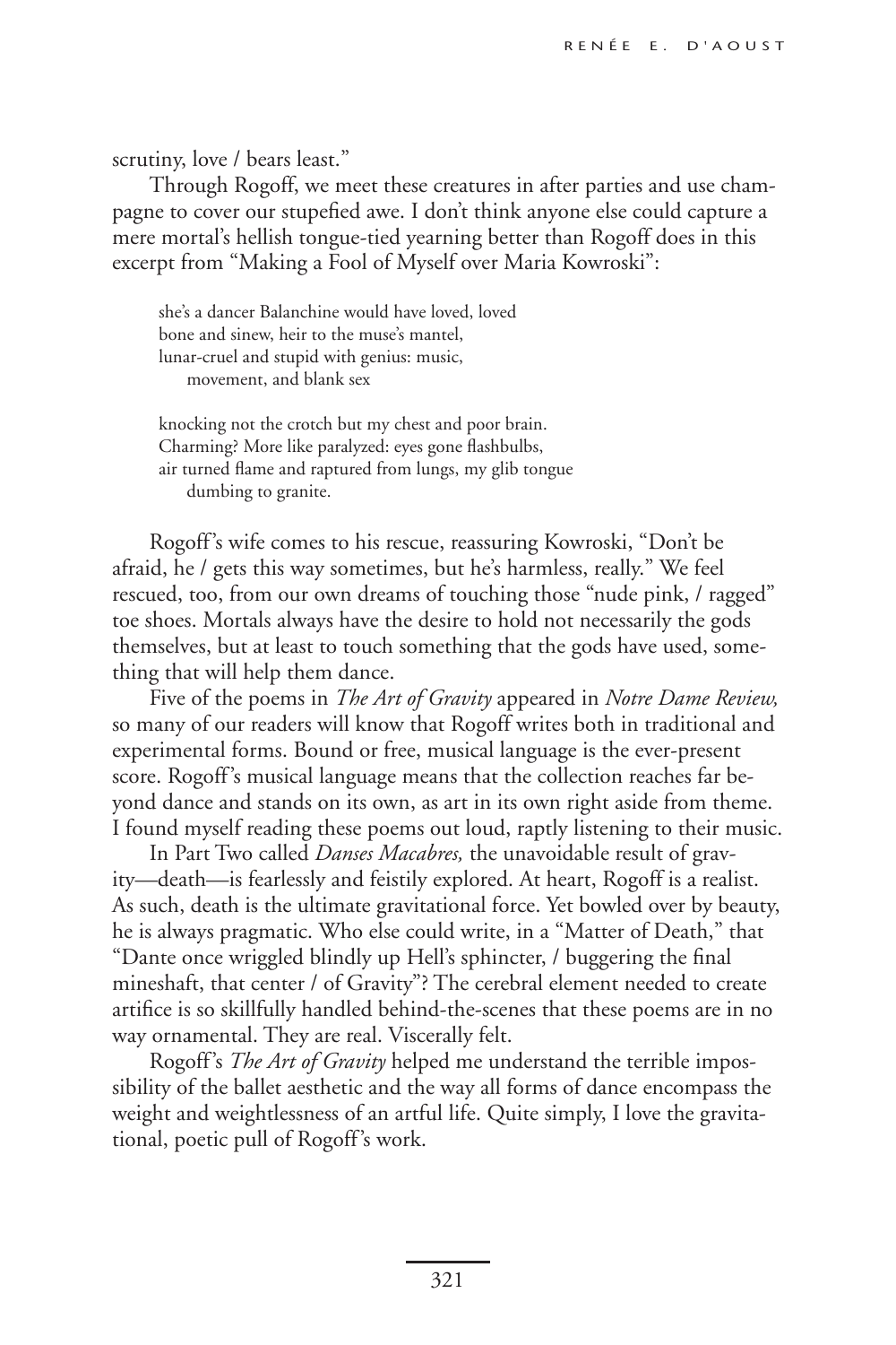scrutiny, love / bears least."

Through Rogoff, we meet these creatures in after parties and use champagne to cover our stupefied awe. I don't think anyone else could capture a mere mortal's hellish tongue-tied yearning better than Rogoff does in this excerpt from "Making a Fool of Myself over Maria Kowroski":

> she's a dancer Balanchine would have loved, loved
> bone and sinew, heir to the muse's mantel,
> lunar-cruel and stupid with genius: music,
> movement, and blank sex
>
> knocking not the crotch but my chest and poor brain.
> Charming? More like paralyzed: eyes gone flashbulbs,
> air turned flame and raptured from lungs, my glib tongue
> dumbing to granite.

Rogoff's wife comes to his rescue, reassuring Kowroski, "Don't be afraid, he / gets this way sometimes, but he's harmless, really." We feel rescued, too, from our own dreams of touching those "nude pink, / ragged" toe shoes. Mortals always have the desire to hold not necessarily the gods themselves, but at least to touch something that the gods have used, something that will help them dance.

Five of the poems in *The Art of Gravity* appeared in *Notre Dame Review,* so many of our readers will know that Rogoff writes both in traditional and experimental forms. Bound or free, musical language is the ever-present score. Rogoff's musical language means that the collection reaches far beyond dance and stands on its own, as art in its own right aside from theme. I found myself reading these poems out loud, raptly listening to their music.

In Part Two called *Danses Macabres,* the unavoidable result of gravity—death—is fearlessly and feistily explored. At heart, Rogoff is a realist. As such, death is the ultimate gravitational force. Yet bowled over by beauty, he is always pragmatic. Who else could write, in a "Matter of Death," that "Dante once wriggled blindly up Hell's sphincter, / buggering the final mineshaft, that center / of Gravity"? The cerebral element needed to create artifice is so skillfully handled behind-the-scenes that these poems are in no way ornamental. They are real. Viscerally felt.

Rogoff's *The Art of Gravity* helped me understand the terrible impossibility of the ballet aesthetic and the way all forms of dance encompass the weight and weightlessness of an artful life. Quite simply, I love the gravitational, poetic pull of Rogoff's work.